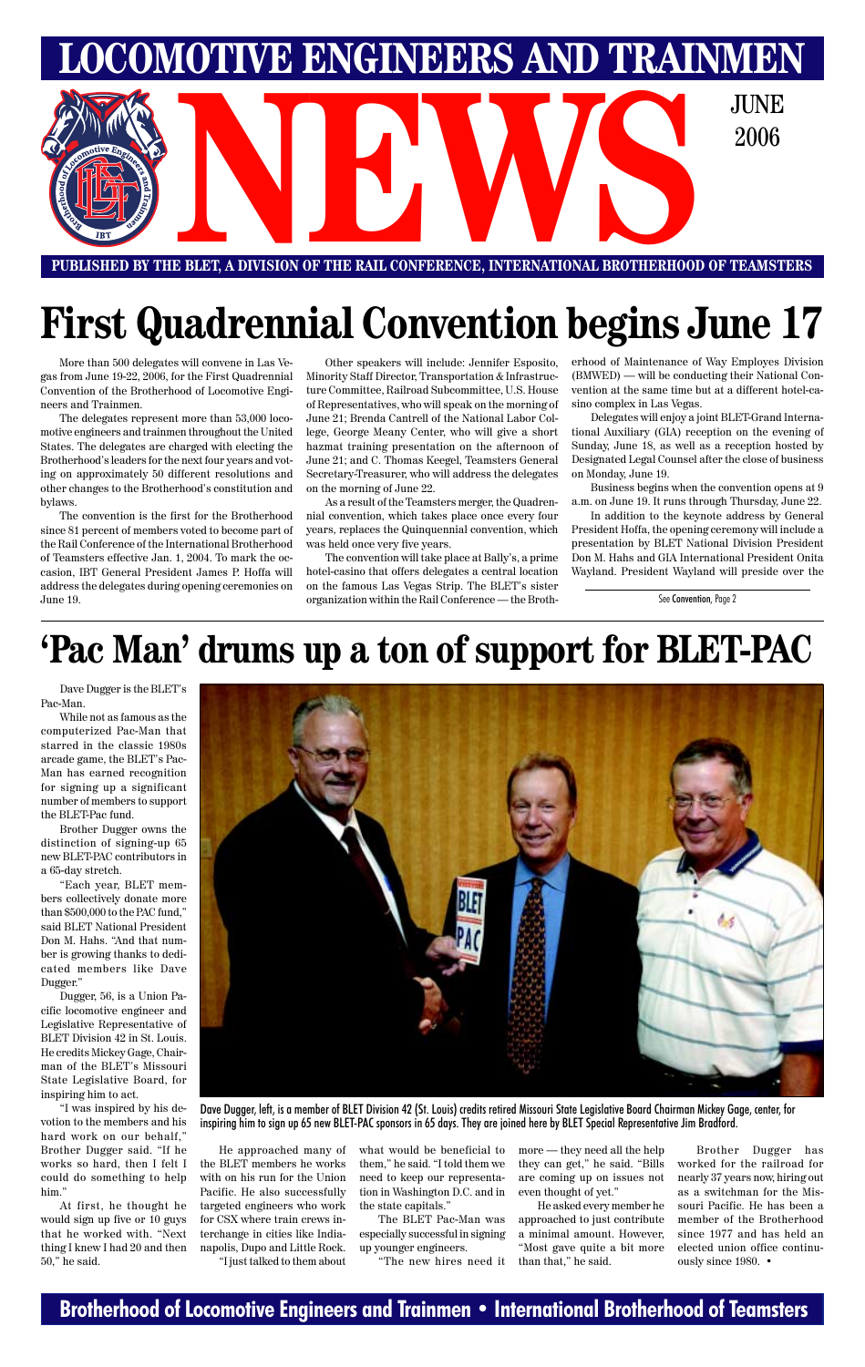# LOCOMOTIVE ENGINEERS AND TRAINMEN NEWS

JUNE 2006

**PUBLISHED BY THE BLET, A DIVISION OF THE RAIL CONFERENCE, INTERNATIONAL BROTHERHOOD OF TEAMSTERS**

# First Quadrennial Convention begins June 17

More than 500 delegates will convene in Las Vegas from June 19-22, 2006, for the First Quadrennial Convention of the Brotherhood of Locomotive Engineers and Trainmen.

The delegates represent more than 53,000 locomotive engineers and trainmen throughout the United States. The delegates are charged with electing the Brotherhood's leaders for the next four years and voting on approximately 50 different resolutions and other changes to the Brotherhood's constitution and bylaws.

The convention is the first for the Brotherhood since 81 percent of members voted to become part of the Rail Conference of the International Brotherhood of Teamsters effective Jan. 1, 2004. To mark the occasion, IBT General President James P. Hoffa will address the delegates during opening ceremonies on June 19.

Other speakers will include: Jennifer Esposito, Minority Staff Director, Transportation & Infrastructure Committee, Railroad Subcommittee, U.S. House of Representatives, who will speak on the morning of June 21; Brenda Cantrell of the National Labor College, George Meany Center, who will give a short hazmat training presentation on the afternoon of June 21; and C. Thomas Keegel, Teamsters General Secretary-Treasurer, who will address the delegates on the morning of June 22.

As a result of the Teamsters merger, the Quadrennial convention, which takes place once every four years, replaces the Quinquennial convention, which was held once very five years.

The convention will take place at Bally's, a prime hotel-casino that offers delegates a central location on the famous Las Vegas Strip. The BLET's sister organization within the Rail Conference — the Brotherhood of Maintenance of Way Employes Division (BMWED) — will be conducting their National Convention at the same time but at a different hotel-casino complex in Las Vegas.

Delegates will enjoy a joint BLET-Grand International Auxiliary (GIA) reception on the evening of Sunday, June 18, as well as a reception hosted by Designated Legal Counsel after the close of business on Monday, June 19.

Business begins when the convention opens at 9 a.m. on June 19. It runs through Thursday, June 22.

In addition to the keynote address by General President Hoffa, the opening ceremony will include a presentation by BLET National Division President Don M. Hahs and GIA International President Onita Wayland. President Wayland will preside over the

See Convention, Page 2

# 'Pac Man' drums up a ton of support for BLET-PAC

Dave Dugger is the BLET's Pac-Man.

While not as famous as the computerized Pac-Man that starred in the classic 1980s arcade game, the BLET's Pac-Man has earned recognition for signing up a significant number of members to support the BLET-Pac fund.

Brother Dugger owns the distinction of signing-up 65 new BLET-PAC contributors in a 65-day stretch.

"Each year, BLET members collectively donate more than $500,000 to the PAC fund," said BLET National President Don M. Hahs. "And that number is growing thanks to dedicated members like Dave Dugger."

Dugger, 56, is a Union Pacific locomotive engineer and Legislative Representative of BLET Division 42 in St. Louis. He credits Mickey Gage, Chairman of the BLET's Missouri State Legislative Board, for inspiring him to act.

"I was inspired by his devotion to the members and his hard work on our behalf," Brother Dugger said. "If he works so hard, then I felt I could do something to help him."

At first, he thought he would sign up five or 10 guys that he worked with. "Next thing I knew I had 20 and then 50," he said.

Dave Dugger, left, is a member of BLET Division 42 (St. Louis) credits retired Missouri State Legislative Board Chairman Mickey Gage, center, for inspiring him to sign up 65 new BLET-PAC sponsors in 65 days. They are joined here by BLET Special Representative Jim Bradford.

He approached many of the BLET members he works with on his run for the Union Pacific. He also successfully targeted engineers who work for CSX where train crews interchange in cities like Indianapolis, Dupo and Little Rock.

"I just talked to them about what would be beneficial to them," he said. "I told them we need to keep our representation in Washington D.C. and in the state capitals."

The BLET Pac-Man was especially successful in signing up younger engineers.

"The new hires need it more — they need all the help they can get," he said. "Bills are coming up on issues not even thought of yet."

He asked every member he approached to just contribute a minimal amount. However, "Most gave quite a bit more than that," he said.

Brother Dugger has worked for the railroad for nearly 37 years now, hiring out as a switchman for the Missouri Pacific. He has been a member of the Brotherhood since 1977 and has held an elected union office continuously since 1980. •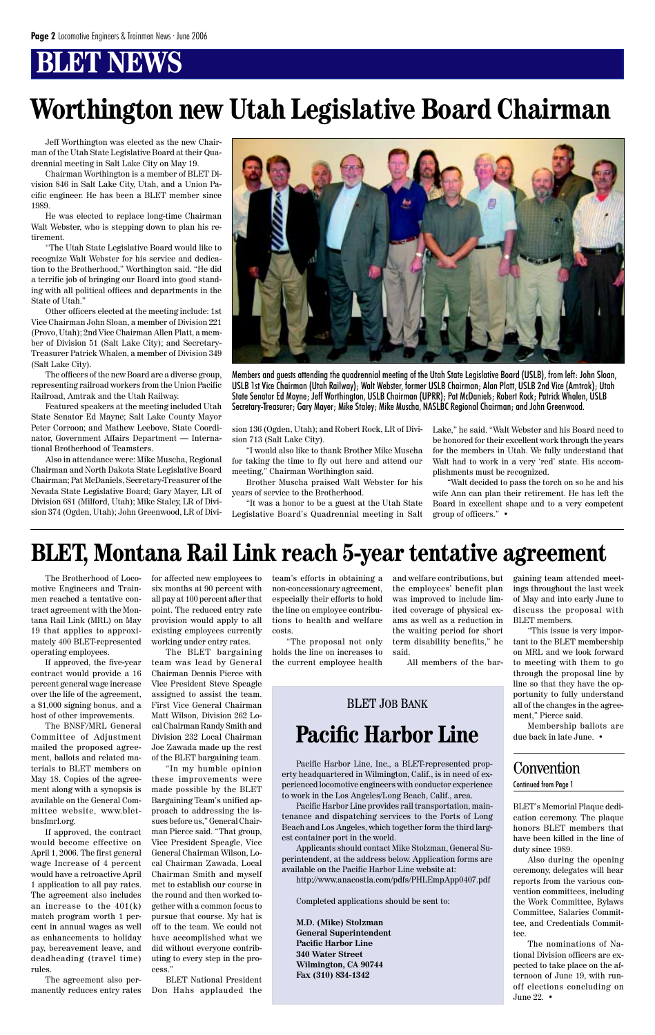# BLET NEWS

# Worthington new Utah Legislative Board Chairman

Jeff Worthington was elected as the new Chairman of the Utah State Legislative Board at their Quadrennial meeting in Salt Lake City on May 19.

Chairman Worthington is a member of BLET Division 846 in Salt Lake City, Utah, and a Union Pacific engineer. He has been a BLET member since 1989.

He was elected to replace long-time Chairman Walt Webster, who is stepping down to plan his retirement.

"The Utah State Legislative Board would like to recognize Walt Webster for his service and dedication to the Brotherhood," Worthington said. "He did a terrific job of bringing our Board into good standing with all political offices and departments in the State of Utah."

Other officers elected at the meeting include: 1st Vice Chairman John Sloan, a member of Division 221 (Provo, Utah); 2nd Vice Chairman Allen Platt, a member of Division 51 (Salt Lake City); and Secretary-Treasurer Patrick Whalen, a member of Division 349 (Salt Lake City).

The officers of the new Board are a diverse group, representing railroad workers from the Union Pacific Railroad, Amtrak and the Utah Railway.

Featured speakers at the meeting included Utah State Senator Ed Mayne; Salt Lake County Mayor Peter Corroon; and Mathew Leebove, State Coordinator, Government Affairs Department — International Brotherhood of Teamsters.

Also in attendance were: Mike Muscha, Regional Chairman and North Dakota State Legislative Board Chairman; Pat McDaniels, Secretary-Treasurer of the Nevada State Legislative Board; Gary Mayer, LR of Division 681 (Milford, Utah); Mike Staley, LR of Division 374 (Ogden, Utah); John Greenwood, LR of Division 136 (Ogden, Utah); and Robert Rock, LR of Division 713 (Salt Lake City).

"I would also like to thank Brother Mike Muscha for taking the time to fly out here and attend our meeting," Chairman Worthington said.

Brother Muscha praised Walt Webster for his years of service to the Brotherhood.

"It was a honor to be a guest at the Utah State Legislative Board's Quadrennial meeting in Salt Lake," he said. "Walt Webster and his Board need to be honored for their excellent work through the years for the members in Utah. We fully understand that Walt had to work in a very 'red' state. His accomplishments must be recognized.

"Walt decided to pass the torch on so he and his wife Ann can plan their retirement. He has left the Board in excellent shape and to a very competent group of officers." •

Members and guests attending the quadrennial meeting of the Utah State Legislative Board (USLB), from left: John Sloan, USLB 1st Vice Chairman (Utah Railway); Walt Webster, former USLB Chairman; Alan Platt, USLB 2nd Vice (Amtrak); Utah State Senator Ed Mayne; Jeff Worthington, USLB Chairman (UPRR); Pat McDaniels; Robert Rock; Patrick Whalen, USLB Secretary-Treasurer; Gary Mayer; Mike Staley; Mike Muscha, NASLBC Regional Chairman; and John Greenwood.

# BLET, Montana Rail Link reach 5-year tentative agreement

The Brotherhood of Locomotive Engineers and Trainmen reached a tentative contract agreement with the Montana Rail Link (MRL) on May 19 that applies to approximately 400 BLET-represented operating employees.

If approved, the five-year contract would provide a 16 percent general wage increase over the life of the agreement, a $1,000 signing bonus, and a host of other improvements.

The BNSF/MRL General Committee of Adjustment mailed the proposed agreement, ballots and related materials to BLET members on May 18. Copies of the agreement along with a synopsis is available on the General Committee website, www.bletbnsfmrl.org.

If approved, the contract would become effective on April 1, 2006. The first general wage Increase of 4 percent would have a retroactive April 1 application to all pay rates. The agreement also includes an increase to the 401(k) match program worth 1 percent in annual wages as well as enhancements to holiday pay, bereavement leave, and deadheading (travel time) rules.

The agreement also permanently reduces entry rates for affected new employees to six months at 90 percent with all pay at 100 percent after that point. The reduced entry rate provision would apply to all existing employees currently working under entry rates.

The BLET bargaining team was lead by General Chairman Dennis Pierce with Vice President Steve Speagle assigned to assist the team. First Vice General Chairman Matt Wilson, Division 262 Local Chairman Randy Smith and Division 232 Local Chairman Joe Zawada made up the rest of the BLET bargaining team.

"In my humble opinion these improvements were made possible by the BLET Bargaining Team's unified approach to addressing the issues before us," General Chairman Pierce said. "That group, Vice President Speagle, Vice General Chairman Wilson, Local Chairman Zawada, Local Chairman Smith and myself met to establish our course in the round and then worked together with a common focus to pursue that course. My hat is off to the team. We could not have accomplished what we did without everyone contributing to every step in the process."

BLET National President Don Hahs applauded the team's efforts in obtaining a non-concessionary agreement, especially their efforts to hold the line on employee contributions to health and welfare costs.

"The proposal not only holds the line on increases to the current employee health and welfare contributions, but the employees' benefit plan was improved to include limited coverage of physical exams as well as a reduction in the waiting period for short term disability benefits," he said.

All members of the bargaining team attended meetings throughout the last week of May and into early June to discuss the proposal with BLET members.

"This issue is very important to the BLET membership on MRL and we look forward to meeting with them to go through the proposal line by line so that they have the opportunity to fully understand all of the changes in the agreement," Pierce said.

Membership ballots are due back in late June. •

## BLET Job Bank

# Pacific Harbor Line

Pacific Harbor Line, Inc., a BLET-represented property headquartered in Wilmington, Calif., is in need of experienced locomotive engineers with conductor experience to work in the Los Angeles/Long Beach, Calif., area.

Pacific Harbor Line provides rail transportation, maintenance and dispatching services to the Ports of Long Beach and Los Angeles, which together form the third largest container port in the world.

Applicants should contact Mike Stolzman, General Superintendent, at the address below. Application forms are available on the Pacific Harbor Line website at:

http://www.anacostia.com/pdfs/PHLEmpApp0407.pdf

Completed applications should be sent to:

**M.D. (Mike) Stolzman**
**General Superintendent**
**Pacific Harbor Line**
**340 Water Street**
**Wilmington, CA 90744**
**Fax (310) 834-1342**

## Convention

Continued from Page 1

BLET's Memorial Plaque dedication ceremony. The plaque honors BLET members that have been killed in the line of duty since 1989.

Also during the opening ceremony, delegates will hear reports from the various convention committees, including the Work Committee, Bylaws Committee, Salaries Committee, and Credentials Committee.

The nominations of National Division officers are expected to take place on the afternoon of June 19, with runoff elections concluding on June 22. •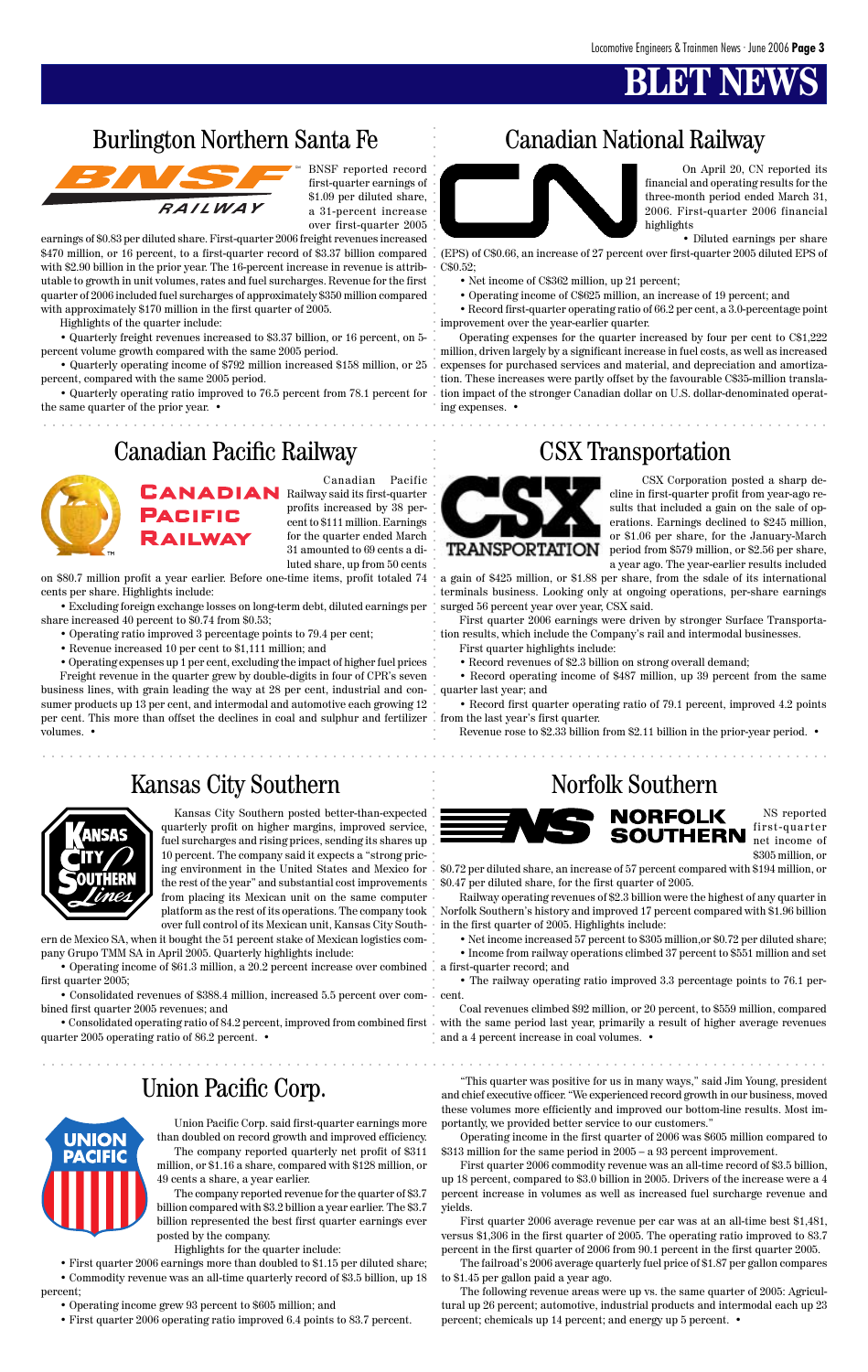# BLET NEWS

## Burlington Northern Santa Fe

BNSF reported record first-quarter earnings of $1.09 per diluted share, a 31-percent increase over first-quarter 2005 earnings of $0.83 per diluted share. First-quarter 2006 freight revenues increased $470 million, or 16 percent, to a first-quarter record of $3.37 billion compared with $2.90 billion in the prior year. The 16-percent increase in revenue is attributable to growth in unit volumes, rates and fuel surcharges. Revenue for the first quarter of 2006 included fuel surcharges of approximately $350 million compared with approximately $170 million in the first quarter of 2005.

Highlights of the quarter include:

• Quarterly freight revenues increased to $3.37 billion, or 16 percent, on 5-percent volume growth compared with the same 2005 period.

• Quarterly operating income of $792 million increased $158 million, or 25 percent, compared with the same 2005 period.

• Quarterly operating ratio improved to 76.5 percent from 78.1 percent for the same quarter of the prior year. •

## Canadian National Railway

On April 20, CN reported its financial and operating results for the three-month period ended March 31, 2006. First-quarter 2006 financial highlights

• Diluted earnings per share (EPS) of C$0.66, an increase of 27 percent over first-quarter 2005 diluted EPS of C$0.52;

• Net income of C$362 million, up 21 percent;

• Operating income of C$625 million, an increase of 19 percent; and

• Record first-quarter operating ratio of 66.2 per cent, a 3.0-percentage point improvement over the year-earlier quarter.

Operating expenses for the quarter increased by four per cent to C$1,222 million, driven largely by a significant increase in fuel costs, as well as increased expenses for purchased services and material, and depreciation and amortization. These increases were partly offset by the favourable C$35-million translation impact of the stronger Canadian dollar on U.S. dollar-denominated operating expenses. •

## Canadian Pacific Railway

Canadian Pacific Railway said its first-quarter profits increased by 38 percent to $111 million. Earnings for the quarter ended March 31 amounted to 69 cents a diluted share, up from 50 cents on $80.7 million profit a year earlier. Before one-time items, profit totaled 74 cents per share. Highlights include:

• Excluding foreign exchange losses on long-term debt, diluted earnings per share increased 40 percent to $0.74 from $0.53;

• Operating ratio improved 3 percentage points to 79.4 per cent;

• Revenue increased 10 per cent to $1,111 million; and

• Operating expenses up 1 per cent, excluding the impact of higher fuel prices

Freight revenue in the quarter grew by double-digits in four of CPR's seven business lines, with grain leading the way at 28 per cent, industrial and consumer products up 13 per cent, and intermodal and automotive each growing 12 per cent. This more than offset the declines in coal and sulphur and fertilizer volumes. •

## CSX Transportation

CSX Corporation posted a sharp decline in first-quarter profit from year-ago results that included a gain on the sale of operations. Earnings declined to $245 million, or $1.06 per share, for the January-March period from $579 million, or $2.56 per share, a year ago. The year-earlier results included a gain of $425 million, or $1.88 per share, from the sdale of its international terminals business. Looking only at ongoing operations, per-share earnings surged 56 percent year over year, CSX said.

First quarter 2006 earnings were driven by stronger Surface Transportation results, which include the Company's rail and intermodal businesses.

First quarter highlights include:

• Record revenues of $2.3 billion on strong overall demand;

• Record operating income of $487 million, up 39 percent from the same quarter last year; and

• Record first quarter operating ratio of 79.1 percent, improved 4.2 points from the last year's first quarter.

Revenue rose to $2.33 billion from $2.11 billion in the prior-year period. •

## Kansas City Southern

Kansas City Southern posted better-than-expected quarterly profit on higher margins, improved service, fuel surcharges and rising prices, sending its shares up 10 percent. The company said it expects a "strong pricing environment in the United States and Mexico for the rest of the year" and substantial cost improvements from placing its Mexican unit on the same computer platform as the rest of its operations. The company took over full control of its Mexican unit, Kansas City Southern de Mexico SA, when it bought the 51 percent stake of Mexican logistics company Grupo TMM SA in April 2005. Quarterly highlights include:

• Operating income of $61.3 million, a 20.2 percent increase over combined first quarter 2005;

• Consolidated revenues of $388.4 million, increased 5.5 percent over combined first quarter 2005 revenues; and

• Consolidated operating ratio of 84.2 percent, improved from combined first quarter 2005 operating ratio of 86.2 percent. •

## Norfolk Southern

NS reported first-quarter net income of $305 million, or $0.72 per diluted share, an increase of 57 percent compared with $194 million, or $0.47 per diluted share, for the first quarter of 2005.

Railway operating revenues of $2.3 billion were the highest of any quarter in Norfolk Southern's history and improved 17 percent compared with $1.96 billion in the first quarter of 2005. Highlights include:

• Net income increased 57 percent to $305 million,or $0.72 per diluted share;

• Income from railway operations climbed 37 percent to $551 million and set a first-quarter record; and

• The railway operating ratio improved 3.3 percentage points to 76.1 percent.

Coal revenues climbed $92 million, or 20 percent, to $559 million, compared with the same period last year, primarily a result of higher average revenues and a 4 percent increase in coal volumes. •

## Union Pacific Corp.

Union Pacific Corp. said first-quarter earnings more than doubled on record growth and improved efficiency.

The company reported quarterly net profit of $311 million, or $1.16 a share, compared with $128 million, or 49 cents a share, a year earlier.

The company reported revenue for the quarter of $3.7 billion compared with $3.2 billion a year earlier. The $3.7 billion represented the best first quarter earnings ever posted by the company.

Highlights for the quarter include:

• First quarter 2006 earnings more than doubled to $1.15 per diluted share;

• Commodity revenue was an all-time quarterly record of $3.5 billion, up 18 percent;

• Operating income grew 93 percent to $605 million; and

• First quarter 2006 operating ratio improved 6.4 points to 83.7 percent.

"This quarter was positive for us in many ways," said Jim Young, president and chief executive officer. "We experienced record growth in our business, moved these volumes more efficiently and improved our bottom-line results. Most importantly, we provided better service to our customers."

Operating income in the first quarter of 2006 was $605 million compared to $313 million for the same period in 2005 – a 93 percent improvement.

First quarter 2006 commodity revenue was an all-time record of $3.5 billion, up 18 percent, compared to $3.0 billion in 2005. Drivers of the increase were a 4 percent increase in volumes as well as increased fuel surcharge revenue and yields.

First quarter 2006 average revenue per car was at an all-time best $1,481, versus $1,306 in the first quarter of 2005. The operating ratio improved to 83.7 percent in the first quarter of 2006 from 90.1 percent in the first quarter 2005.

The failroad's 2006 average quarterly fuel price of $1.87 per gallon compares to $1.45 per gallon paid a year ago.

The following revenue areas were up vs. the same quarter of 2005: Agricultural up 26 percent; automotive, industrial products and intermodal each up 23 percent; chemicals up 14 percent; and energy up 5 percent. •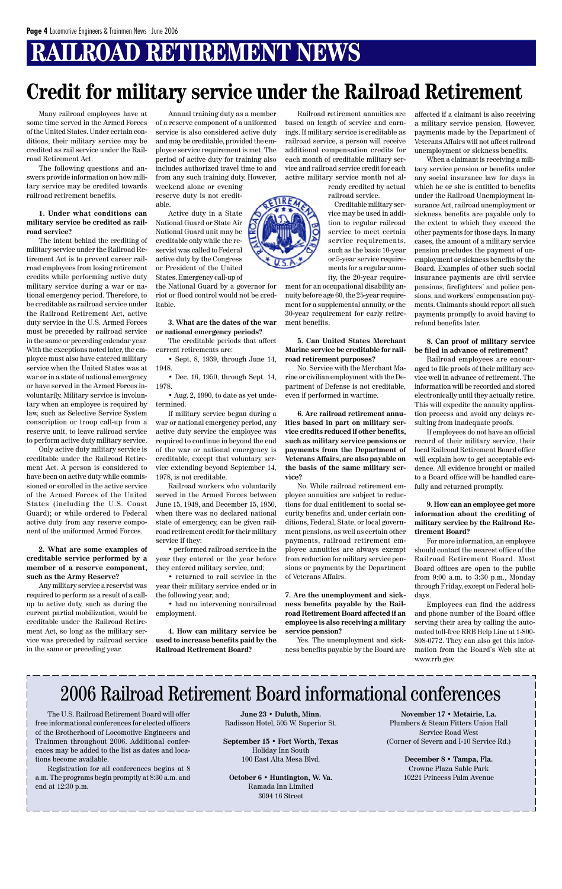# RAILROAD RETIREMENT NEWS

# Credit for military service under the Railroad Retirement

Many railroad employees have at some time served in the Armed Forces of the United States. Under certain conditions, their military service may be credited as rail service under the Railroad Retirement Act.

The following questions and answers provide information on how military service may be credited towards railroad retirement benefits.

**1. Under what conditions can military service be credited as railroad service?**

The intent behind the crediting of military service under the Railroad Retirement Act is to prevent career railroad employees from losing retirement credits while performing active duty military service during a war or national emergency period. Therefore, to be creditable as rail service under the Railroad Retirement Act, active duty service in the U.S. Armed Forces must be preceded by railroad service in the same or preceding calendar year. With the exceptions noted later, the employee must also have entered military service when the United States was at war or in a state of national emergency or have served in the Armed Forces involuntarily. Military service is involuntary when an employee is required by law, such as Selective Service System conscription or troop call-up from a reserve unit, to leave railroad service to perform active duty military service.

Only active duty military service is creditable under the Railroad Retirement Act. A person is considered to have been on active duty while commissioned or enrolled in the active service of the Armed Forces of the United States (including the U.S. Coast Guard); or while ordered to Federal active duty from any reserve component of the uniformed Armed Forces.

**2. What are some examples of creditable service performed by a member of a reserve component, such as the Army Reserve?**

Any military service a reservist was required to perform as a result of a call-up to active duty, such as during the current partial mobilization, would be creditable under the Railroad Retirement Act, so long as the military service was preceded by railroad service in the same or preceding year.

Annual training duty as a member of a reserve component of a uniformed service is also considered active duty and may be creditable, provided the employee service requirement is met. The period of active duty for training also includes authorized travel time to and from any such training duty. However, weekend alone or evening reserve duty is not creditable.

Active duty in a State National Guard or State Air National Guard unit may be creditable only while the reservist was called to Federal active duty by the Congress or President of the United States. Emergency call-up of the National Guard by a governor for riot or flood control would not be creditable.

**3. What are the dates of the war or national emergency periods?**

The creditable periods that affect current retirements are:

- Sept. 8, 1939, through June 14, 1948.
- Dec. 16, 1950, through Sept. 14, 1978.
- Aug. 2, 1990, to date as yet undetermined.

If military service began during a war or national emergency period, any active duty service the employee was required to continue in beyond the end of the war or national emergency is creditable, except that voluntary service extending beyond September 14, 1978, is not creditable.

Railroad workers who voluntarily served in the Armed Forces between June 15, 1948, and December 15, 1950, when there was no declared national state of emergency, can be given railroad retirement credit for their military service if they:

- performed railroad service in the year they entered or the year before they entered military service, and;
- returned to rail service in the year their military service ended or in the following year, and;
- had no intervening nonrailroad employment.

**4. How can military service be used to increase benefits paid by the Railroad Retirement Board?**

Railroad retirement annuities are based on length of service and earnings. If military service is creditable as railroad service, a person will receive additional compensation credits for each month of creditable military service and railroad service credit for each active military service month not already credited by actual railroad service.

Creditable military service may be used in addition to regular railroad service to meet certain service requirements, such as the basic 10-year or 5-year service requirements for a regular annuity, the 20-year requirement for an occupational disability annuity before age 60, the 25-year requirement for a supplemental annuity, or the 30-year requirement for early retirement benefits.

**5. Can United States Merchant Marine service be creditable for railroad retirement purposes?**

No. Service with the Merchant Marine or civilian employment with the Department of Defense is not creditable, even if performed in wartime.

**6. Are railroad retirement annuities based in part on military service credits reduced if other benefits, such as military service pensions or payments from the Department of Veterans Affairs, are also payable on the basis of the same military service?**

No. While railroad retirement employee annuities are subject to reductions for dual entitlement to social security benefits and, under certain conditions, Federal, State, or local government pensions, as well as certain other payments, railroad retirement employee annuities are always exempt from reduction for military service pensions or payments by the Department of Veterans Affairs.

**7. Are the unemployment and sickness benefits payable by the Railroad Retirement Board affected if an employee is also receiving a military service pension?**

Yes. The unemployment and sickness benefits payable by the Board are affected if a claimant is also receiving a military service pension. However, payments made by the Department of Veterans Affairs will not affect railroad unemployment or sickness benefits.

When a claimant is receiving a military service pension or benefits under any social insurance law for days in which he or she is entitled to benefits under the Railroad Unemployment Insurance Act, railroad unemployment or sickness benefits are payable only to the extent to which they exceed the other payments for those days. In many cases, the amount of a military service pension precludes the payment of unemployment or sickness benefits by the Board. Examples of other such social insurance payments are civil service pensions, firefighters' and police pensions, and workers' compensation payments. Claimants should report all such payments promptly to avoid having to refund benefits later.

**8. Can proof of military service be filed in advance of retirement?**

Railroad employees are encouraged to file proofs of their military service well in advance of retirement. The information will be recorded and stored electronically until they actually retire. This will expedite the annuity application process and avoid any delays resulting from inadequate proofs.

If employees do not have an official record of their military service, their local Railroad Retirement Board office will explain how to get acceptable evidence. All evidence brought or mailed to a Board office will be handled carefully and returned promptly.

**9. How can an employee get more information about the crediting of military service by the Railroad Retirement Board?**

For more information, an employee should contact the nearest office of the Railroad Retirement Board. Most Board offices are open to the public from 9:00 a.m. to 3:30 p.m., Monday through Friday, except on Federal holidays.

Employees can find the address and phone number of the Board office serving their area by calling the automated toll-free RRB Help Line at 1-800-808-0772. They can also get this information from the Board's Web site at www.rrb.gov.

## 2006 Railroad Retirement Board informational conferences

The U.S. Railroad Retirement Board will offer free informational conferences for elected officers of the Brotherhood of Locomotive Engineers and Trainmen throughout 2006. Additional conferences may be added to the list as dates and locations become available.

Registration for all conferences begins at 8 a.m. The programs begin promptly at 8:30 a.m. and end at 12:30 p.m.

**June 23 • Duluth, Minn.**
Radisson Hotel, 505 W. Superior St.

**September 15 • Fort Worth, Texas**
Holiday Inn South
100 East Alta Mesa Blvd.

**October 6 • Huntington, W. Va.**
Ramada Inn Limited
3094 16 Street

**November 17 • Metairie, La.**
Plumbers & Steam Fitters Union Hall
Service Road West
(Corner of Severn and I-10 Service Rd.)

**December 8 • Tampa, Fla.**
Crowne Plaza Sable Park
10221 Princess Palm Avenue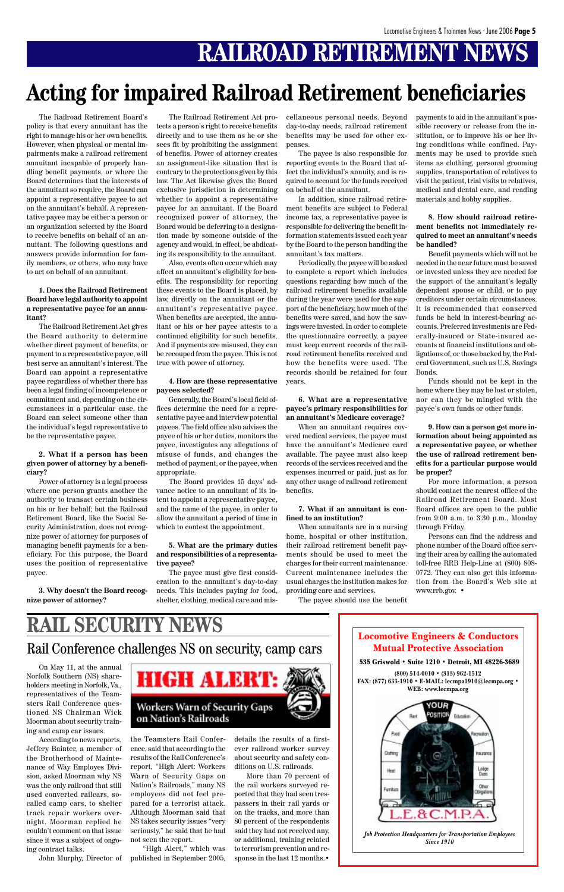# RAILROAD RETIREMENT NEWS

## Acting for impaired Railroad Retirement beneficiaries

The Railroad Retirement Board's policy is that every annuitant has the right to manage his or her own benefits. However, when physical or mental impairments make a railroad retirement annuitant incapable of properly handling benefit payments, or where the Board determines that the interests of the annuitant so require, the Board can appoint a representative payee to act on the annuitant's behalf. A representative payee may be either a person or an organization selected by the Board to receive benefits on behalf of an annuitant. The following questions and answers provide information for family members, or others, who may have to act on behalf of an annuitant.

**1. Does the Railroad Retirement Board have legal authority to appoint a representative payee for an annuitant?**

The Railroad Retirement Act gives the Board authority to determine whether direct payment of benefits, or payment to a representative payee, will best serve an annuitant's interest. The Board can appoint a representative payee regardless of whether there has been a legal finding of incompetence or commitment and, depending on the circumstances in a particular case, the Board can select someone other than the individual's legal representative to be the representative payee.

**2. What if a person has been given power of attorney by a beneficiary?**

Power of attorney is a legal process where one person grants another the authority to transact certain business on his or her behalf; but the Railroad Retirement Board, like the Social Security Administration, does not recognize power of attorney for purposes of managing benefit payments for a beneficiary. For this purpose, the Board uses the position of representative payee.

**3. Why doesn't the Board recognize power of attorney?**

The Railroad Retirement Act protects a person's right to receive benefits directly and to use them as he or she sees fit by prohibiting the assignment of benefits. Power of attorney creates an assignment-like situation that is contrary to the protections given by this law. The Act likewise gives the Board exclusive jurisdiction in determining whether to appoint a representative payee for an annuitant. If the Board recognized power of attorney, the Board would be deferring to a designation made by someone outside of the agency and would, in effect, be abdicating its responsibility to the annuitant.

Also, events often occur which may affect an annuitant's eligibility for benefits. The responsibility for reporting these events to the Board is placed, by law, directly on the annuitant or the annuitant's representative payee. When benefits are accepted, the annuitant or his or her payee attests to a continued eligibility for such benefits. And if payments are misused, they can be recouped from the payee. This is not true with power of attorney.

**4. How are these representative payees selected?**

Generally, the Board's local field offices determine the need for a representative payee and interview potential payees. The field office also advises the payee of his or her duties, monitors the payee, investigates any allegations of misuse of funds, and changes the method of payment, or the payee, when appropriate.

The Board provides 15 days' advance notice to an annuitant of its intent to appoint a representative payee, and the name of the payee, in order to allow the annuitant a period of time in which to contest the appointment.

**5. What are the primary duties and responsibilities of a representative payee?**

The payee must give first consideration to the annuitant's day-to-day needs. This includes paying for food, shelter, clothing, medical care and miscellaneous personal needs. Beyond day-to-day needs, railroad retirement benefits may be used for other expenses.

The payee is also responsible for reporting events to the Board that affect the individual's annuity, and is required to account for the funds received on behalf of the annuitant.

In addition, since railroad retirement benefits are subject to Federal income tax, a representative payee is responsible for delivering the benefit information statements issued each year by the Board to the person handling the annuitant's tax matters.

Periodically, the payee will be asked to complete a report which includes questions regarding how much of the railroad retirement benefits available during the year were used for the support of the beneficiary, how much of the benefits were saved, and how the savings were invested. In order to complete the questionnaire correctly, a payee must keep current records of the railroad retirement benefits received and how the benefits were used. The records should be retained for four years.

**6. What are a representative payee's primary responsibilities for an annuitant's Medicare coverage?**

When an annuitant requires covered medical services, the payee must have the annuitant's Medicare card available. The payee must also keep records of the services received and the expenses incurred or paid, just as for any other usage of railroad retirement benefits.

**7. What if an annuitant is confined to an institution?**

When annuitants are in a nursing home, hospital or other institution, their railroad retirement benefit payments should be used to meet the charges for their current maintenance. Current maintenance includes the usual charges the institution makes for providing care and services.

The payee should use the benefit payments to aid in the annuitant's possible recovery or release from the institution, or to improve his or her living conditions while confined. Payments may be used to provide such items as clothing, personal grooming supplies, transportation of relatives to visit the patient, trial visits to relatives, medical and dental care, and reading materials and hobby supplies.

**8. How should railroad retirement benefits not immediately required to meet an annuitant's needs be handled?**

Benefit payments which will not be needed in the near future must be saved or invested unless they are needed for the support of the annuitant's legally dependent spouse or child, or to pay creditors under certain circumstances. It is recommended that conserved funds be held in interest-bearing accounts. Preferred investments are Federally-insured or State-insured accounts at financial institutions and obligations of, or those backed by, the Federal Government, such as U.S. Savings Bonds.

Funds should not be kept in the home where they may be lost or stolen, nor can they be mingled with the payee's own funds or other funds.

**9. How can a person get more information about being appointed as a representative payee, or whether the use of railroad retirement benefits for a particular purpose would be proper?**

For more information, a person should contact the nearest office of the Railroad Retirement Board. Most Board offices are open to the public from 9:00 a.m. to 3:30 p.m., Monday through Friday.

Persons can find the address and phone number of the Board office serving their area by calling the automated toll-free RRB Help-Line at (800) 808-0772. They can also get this information from the Board's Web site at www.rrb.gov. •

# RAIL SECURITY NEWS

## Rail Conference challenges NS on security, camp cars

**HIGH ALERT: Workers Warn of Security Gaps on Nation's Railroads**

On May 11, at the annual Norfolk Southern (NS) shareholders meeting in Norfolk, Va., representatives of the Teamsters Rail Conference questioned NS Chairman Wick Moorman about security training and camp car issues.

According to news reports, Jeffery Bainter, a member of the Brotherhood of Maintenance of Way Employes Division, asked Moorman why NS was the only railroad that still used converted railcars, so-called camp cars, to shelter track repair workers overnight. Moorman replied he couldn't comment on that issue since it was a subject of ongoing contract talks.

John Murphy, Director of the Teamsters Rail Conference, said that according to the results of the Rail Conference's report, "High Alert: Workers Warn of Security Gaps on Nation's Railroads," many NS employees did not feel prepared for a terrorist attack. Although Moorman said that NS takes security issues "very seriously," he said that he had not seen the report.

"High Alert," which was published in September 2005, details the results of a first-ever railroad worker survey about security and safety conditions on U.S. railroads.

More than 70 percent of the rail workers surveyed reported that they had seen trespassers in their rail yards or on the tracks, and more than 80 percent of the respondents said they had not received any, or additional, training related to terrorism prevention and response in the last 12 months. •

**Locomotive Engineers & Conductors Mutual Protective Association**

535 Griswold • Suite 1210 • Detroit, MI 48226-3689

(800) 514-0010 • (313) 962-1512

FAX: (877) 633-1910 • E-MAIL: lecmpa1910@lecmpa.org • WEB: www.lecmpa.org

YOUR POSITION — Rent, Education, Food, Recreation, Clothing, Insurance, Heat, Lodge Dues, Furniture, Other Obligations

L.E.&C.M.P.A.

*Job Protection Headquarters for Transportation Employees Since 1910*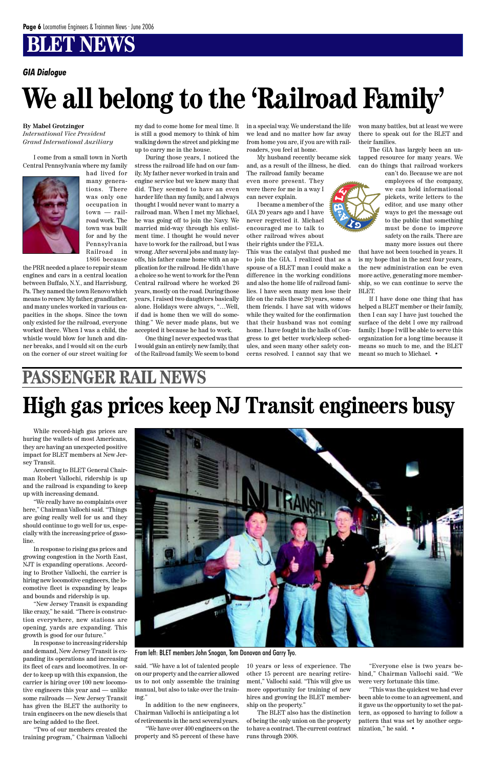# BLET NEWS

***GIA Dialogue***

# We all belong to the 'Railroad Family'

**By Mabel Grotzinger**
*International Vice President*
*Grand International Auxiliary*

I come from a small town in North Central Pennsylvania where my family had lived for many generations. There was only one occupation in town — railroad work. The town was built for and by the Pennsylvania Railroad in 1866 because the PRR needed a place to repair steam engines and cars in a central location between Buffalo, N.Y., and Harrisburg, Pa. They named the town Renovo which means to renew. My father, grandfather, and many uncles worked in various capacities in the shops. Since the town only existed for the railroad, everyone worked there. When I was a child, the whistle would blow for lunch and dinner breaks, and I would sit on the curb on the corner of our street waiting for my dad to come home for meal time. It is still a good memory to think of him walking down the street and picking me up to carry me in the house.

During those years, I noticed the stress the railroad life had on our family. My father never worked in train and engine service but we knew many that did. They seemed to have an even harder life than my family, and I always thought I would never want to marry a railroad man. When I met my Michael, he was going off to join the Navy. We married mid-way through his enlistment time. I thought he would never have to work for the railroad, but I was wrong. After several jobs and many layoffs, his father came home with an application for the railroad. He didn't have a choice so he went to work for the Penn Central railroad where he worked 26 years, mostly on the road. During those years, I raised two daughters basically alone. Holidays were always, "…Well, if dad is home then we will do something." We never made plans, but we accepted it because he had to work.

One thing I never expected was that I would gain an entirely new family, that of the Railroad Family. We seem to bond in a special way. We understand the life we lead and no matter how far away from home you are, if you are with railroaders, you feel at home.

My husband recently became sick and, as a result of the illness, he died. The railroad family became even more present. They were there for me in a way I can never explain.

I became a member of the GIA 20 years ago and I have never regretted it. Michael encouraged me to talk to other railroad wives about their rights under the FELA. This was the catalyst that pushed me to join the GIA. I realized that as a spouse of a BLET man I could make a difference in the working conditions and also the home life of railroad families. I have seen many men lose their life on the rails these 20 years, some of them friends. I have sat with widows while they waited for the confirmation that their husband was not coming home. I have fought in the halls of Congress to get better work/sleep schedules, and seen many other safety concerns resolved. I cannot say that we won many battles, but at least we were there to speak out for the BLET and their families.

The GIA has largely been an untapped resource for many years. We can do things that railroad workers can't do. Because we are not employees of the company, we can hold informational pickets, write letters to the editor, and use many other ways to get the message out to the public that something must be done to improve safety on the rails. There are many more issues out there that have not been touched in years. It is my hope that in the next four years, the new administration can be even more active, generating more membership, so we can continue to serve the BLET.

If I have done one thing that has helped a BLET member or their family, then I can say I have just touched the surface of the debt I owe my railroad family. I hope I will be able to serve this organization for a long time because it means so much to me, and the BLET meant so much to Michael. •

# PASSENGER RAIL NEWS

# High gas prices keep NJ Transit engineers busy

While record-high gas prices are huring the wallets of most Americans, they are having an unexpected positive impact for BLET members at New Jersey Transit.

According to BLET General Chairman Robert Vallochi, ridership is up and the railroad is expanding to keep up with increasing demand.

"We really have no complaints over here," Chairman Vallochi said. "Things are going really well for us and they should continue to go well for us, especially with the increasing price of gasoline.

In response to rising gas prices and growing congestion in the North East, NJT is expanding operations. According to Brother Vallochi, the carrier is hiring new locomotive engineers, the locomotive fleet is expanding by leaps and bounds and ridership is up.

"New Jersey Transit is expanding like crazy," he said. "There is construction everywhere, new stations are opening, yards are expanding. This growth is good for our future."

In response to increasing ridership and demand, New Jersey Transit is expanding its operations and increasing its fleet of cars and locomotives. In order to keep up with this expansion, the carrier is hiring over 100 new locomotive engineers this year and — unlike some railroads — New Jersey Transit has given the BLET the authority to train engineers on the new diesels that are being added to the fleet.

"Two of our members created the training program," Chairman Vallochi said. "We have a lot of talented people on our property and the carrier allowed us to not only assemble the training manual, but also to take over the training."

In addition to the new engineers, Chairman Vallochi is anticipating a lot of retirements in the next several years.

"We have over 400 engineers on the property and 85 percent of these have 10 years or less of experience. The other 15 percent are nearing retirement," Vallochi said. "This will give us more opportunity for training of new hires and growing the BLET membership on the property."

The BLET also has the distinction of being the only union on the property to have a contract. The current contract runs through 2008.

"Everyone else is two years behind," Chairman Vallochi said. "We were very fortunate this time.

"This was the quickest we had ever been able to come to an agreement, and it gave us the opportunity to set the pattern, as opposed to having to follow a pattern that was set by another organization," he said. •

From left: BLET members John Snogan, Tom Donovan and Garry Tyo.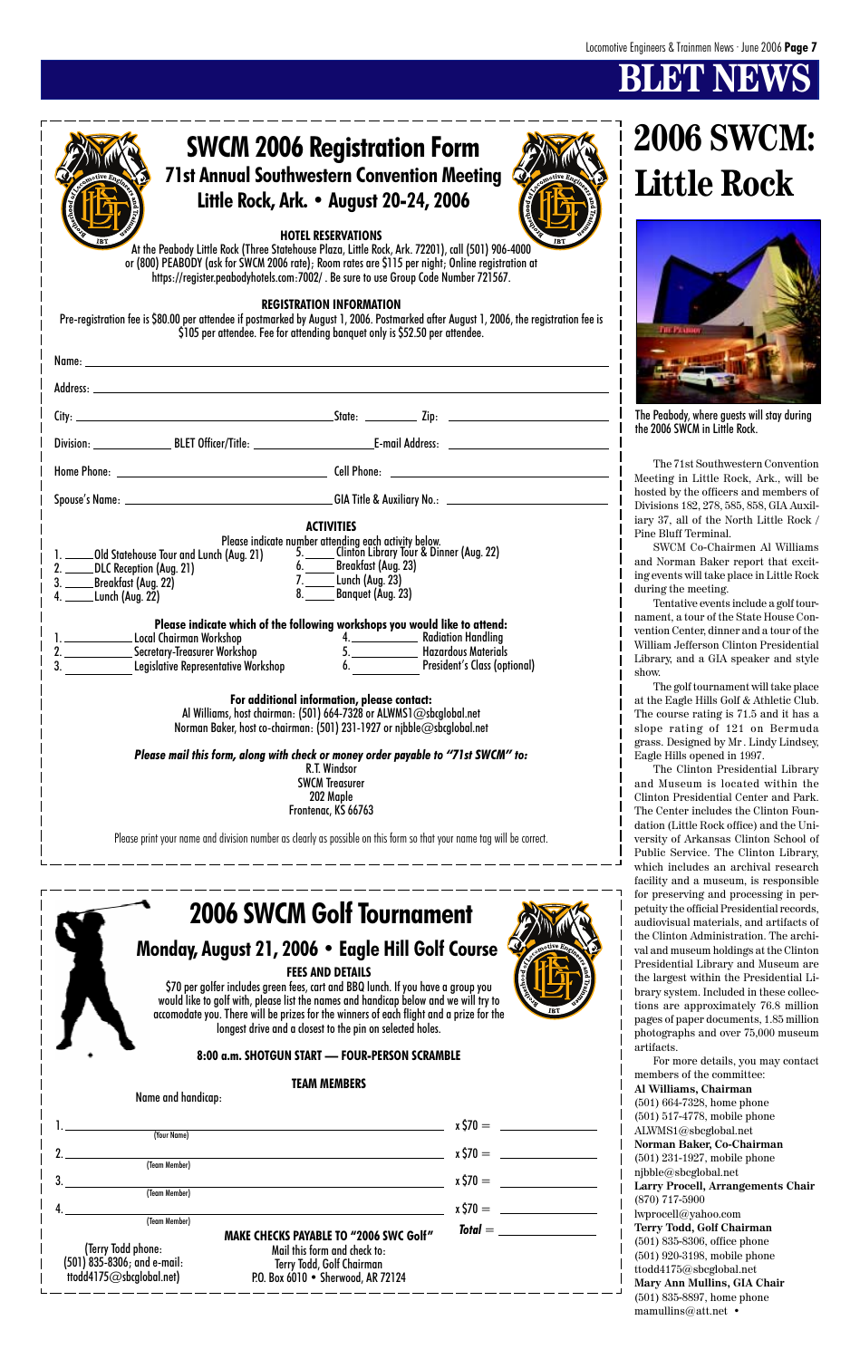# BLET NEWS

## SWCM 2006 Registration Form

### 71st Annual Southwestern Convention Meeting

### Little Rock, Ark. • August 20-24, 2006

**HOTEL RESERVATIONS**

At the Peabody Little Rock (Three Statehouse Plaza, Little Rock, Ark. 72201), call (501) 906-4000 or (800) PEABODY (ask for SWCM 2006 rate); Room rates are $115 per night; Online registration at https://register.peabodyhotels.com:7002/ . Be sure to use Group Code Number 721567.

**REGISTRATION INFORMATION**

Pre-registration fee is $80.00 per attendee if postmarked by August 1, 2006. Postmarked after August 1, 2006, the registration fee is $105 per attendee. Fee for attending banquet only is $52.50 per attendee.

Name: ______________________________

Address: ______________________________

City: ______________ State: ________ Zip: ____________

Division: ________ BLET Officer/Title: ______________ E-mail Address: ______________

Home Phone: ______________ Cell Phone: ______________

Spouse's Name: ______________ GIA Title & Auxiliary No.: ______________

**ACTIVITIES**

Please indicate number attending each activity below.

1. _____Old Statehouse Tour and Lunch (Aug. 21)
2. _____DLC Reception (Aug. 21)
3. _____Breakfast (Aug. 22)
4. _____Lunch (Aug. 22)
5. _____Clinton Library Tour & Dinner (Aug. 22)
6. _____Breakfast (Aug. 23)
7. _____Lunch (Aug. 23)
8. _____Banquet (Aug. 23)

**Please indicate which of the following workshops you would like to attend:**

1. __________ Local Chairman Workshop
2. __________ Secretary-Treasurer Workshop
3. __________ Legislative Representative Workshop
4. __________ Radiation Handling
5. __________ Hazardous Materials
6. __________ President's Class (optional)

**For additional information, please contact:**

Al Williams, host chairman: (501) 664-7328 or ALWMS1@sbcglobal.net
Norman Baker, host co-chairman: (501) 231-1927 or njbble@sbcglobal.net

***Please mail this form, along with check or money order payable to "71st SWCM" to:***

R.T. Windsor
SWCM Treasurer
202 Maple
Frontenac, KS 66763

Please print your name and division number as clearly as possible on this form so that your name tag will be correct.

## 2006 SWCM Golf Tournament

### Monday, August 21, 2006 • Eagle Hill Golf Course

**FEES AND DETAILS**

$70 per golfer includes green fees, cart and BBQ lunch. If you have a group you would like to golf with, please list the names and handicap below and we will try to accomodate you. There will be prizes for the winners of each flight and a prize for the longest drive and a closest to the pin on selected holes.

**8:00 a.m. SHOTGUN START — FOUR-PERSON SCRAMBLE**

**TEAM MEMBERS**

Name and handicap:

1. ______________ (Your Name) x $70 = ________
2. ______________ (Team Member) x $70 = ________
3. ______________ (Team Member) x $70 = ________
4. ______________ (Team Member) x $70 = ________

***Total*** = ________

(Terry Todd phone: (501) 835-8306; and e-mail: ttodd4175@sbcglobal.net)

**MAKE CHECKS PAYABLE TO "2006 SWC Golf"**
Mail this form and check to:
Terry Todd, Golf Chairman
P.O. Box 6010 • Sherwood, AR 72124

# 2006 SWCM: Little Rock

The Peabody, where guests will stay during the 2006 SWCM in Little Rock.

The 71st Southwestern Convention Meeting in Little Rock, Ark., will be hosted by the officers and members of Divisions 182, 278, 585, 858, GIA Auxiliary 37, all of the North Little Rock / Pine Bluff Terminal.

SWCM Co-Chairmen Al Williams and Norman Baker report that exciting events will take place in Little Rock during the meeting.

Tentative events include a golf tournament, a tour of the State House Convention Center, dinner and a tour of the William Jefferson Clinton Presidential Library, and a GIA speaker and style show.

The golf tournament will take place at the Eagle Hills Golf & Athletic Club. The course rating is 71.5 and it has a slope rating of 121 on Bermuda grass. Designed by Mr. Lindy Lindsey, Eagle Hills opened in 1997.

The Clinton Presidential Library and Museum is located within the Clinton Presidential Center and Park. The Center includes the Clinton Foundation (Little Rock office) and the University of Arkansas Clinton School of Public Service. The Clinton Library, which includes an archival research facility and a museum, is responsible for preserving and processing in perpetuity the official Presidential records, audiovisual materials, and artifacts of the Clinton Administration. The archival and museum holdings at the Clinton Presidential Library and Museum are the largest within the Presidential Library system. Included in these collections are approximately 76.8 million pages of paper documents, 1.85 million photographs and over 75,000 museum artifacts.

For more details, you may contact members of the committee:

**Al Williams, Chairman**
(501) 664-7328, home phone
(501) 517-4778, mobile phone
ALWMS1@sbcglobal.net

**Norman Baker, Co-Chairman**
(501) 231-1927, mobile phone
njbble@sbcglobal.net

**Larry Procell, Arrangements Chair**
(870) 717-5900
lwprocell@yahoo.com

**Terry Todd, Golf Chairman**
(501) 835-8306, office phone
(501) 920-3198, mobile phone
ttodd4175@sbcglobal.net

**Mary Ann Mullins, GIA Chair**
(501) 835-8897, home phone
mamullins@att.net •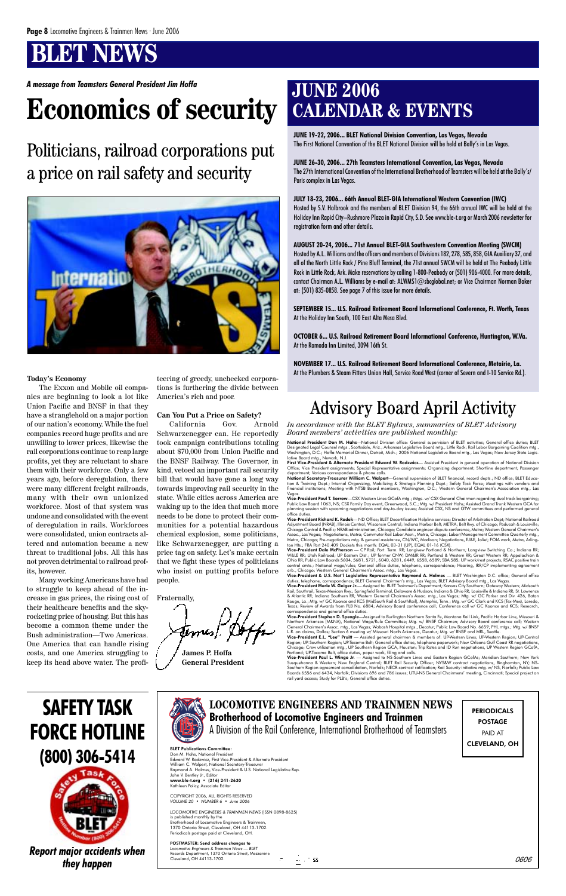# BLET NEWS

*A message from Teamsters General President Jim Hoffa*

# Economics of security

## Politicians, railroad corporations put a price on rail safety and security

**Today's Economy**

The Exxon and Mobile oil companies are beginning to look a lot like Union Pacific and BNSF in that they have a stranglehold on a major portion of our nation's economy. While the fuel companies record huge profits and are unwilling to lower prices, likewise the rail corporations continue to reap large profits, yet they are reluctant to share them with their workforce. Only a few years ago, before deregulation, there were many different freight railroads, many with their own unionized workforce. Most of that system was undone and consolidated with the event of deregulation in rails. Workforces were consolidated, union contracts altered and automation became a new threat to traditional jobs. All this has not proven detrimental to railroad profits, however.

Many working Americans have had to struggle to keep ahead of the increase in gas prices, the rising cost of their healthcare benefits and the skyrocketing price of housing. But this has become a common theme under the Bush administration—Two Americas. One America that can handle rising costs, and one America struggling to keep its head above water. The profiteering of greedy, unchecked corporations is furthering the divide between America's rich and poor.

**Can You Put a Price on Safety?**

California Gov. Arnold Schwarzenegger can. He reportedly took campaign contributions totaling about $70,000 from Union Pacific and the BNSF Railway. The Governor, in kind, vetoed an important rail security bill that would have gone a long way towards improving rail security in the state. While cities across America are waking up to the idea that much more needs to be done to protect their communities for a potential hazardous chemical explosion, some politicians, like Schwarzenegger, are putting a price tag on safety. Let's make certain that we fight these types of politicians who insist on putting profits before people.

Fraternally,

**James P. Hoffa**
**General President**

# JUNE 2006 CALENDAR & EVENTS

**JUNE 19-22, 2006... BLET National Division Convention, Las Vegas, Nevada**
The First National Convention of the BLET National Division will be held at Bally's in Las Vegas.

**JUNE 26-30, 2006... 27th Teamsters International Convention, Las Vegas, Nevada**
The 27th International Convention of the International Brotherhood of Teamsters will be held at the Bally's/Paris complex in Las Vegas.

**JULY 18-23, 2006... 66th Annual BLET-GIA International Western Convention (IWC)**
Hosted by S.V. Halbrook and the members of BLET Division 94, the 66th annual IWC will be held at the Holiday Inn Rapid City–Rushmore Plaza in Rapid City, S.D. See www.ble-t.org or March 2006 newsletter for registration form and other details.

**AUGUST 20-24, 2006... 71st Annual BLET-GIA Southwestern Convention Meeting (SWCM)**
Hosted by A.L. Williams and the officers and members of Divisions 182, 278, 585, 858, GIA Auxiliary 37, and all of the North Little Rock / Pine Bluff Terminal, the 71st annual SWCM will be held at The Peabody Little Rock in Little Rock, Ark. Make reservations by calling 1-800-Peabody or (501) 906-4000. For more details, contact Chairman A.L. Williams by e-mail at: ALWMS1@sbcglobal.net; or Vice Chairman Norman Baker at: (501) 835-0858. See page 7 of this issue for more details.

**SEPTEMBER 15... U.S. Railroad Retirement Board Informational Conference, Ft. Worth, Texas**
At the Holiday Inn South, 100 East Alta Mesa Blvd.

**OCTOBER 6... U.S. Railroad Retirement Board Informational Conference, Huntington, W.Va.**
At the Ramada Inn Limited, 3094 16th St.

**NOVEMBER 17... U.S. Railroad Retirement Board Informational Conference, Metairie, La.**
At the Plumbers & Steam Fitters Union Hall, Service Road West (corner of Severn and I-10 Service Rd.).

# Advisory Board April Activity

*In accordance with the BLET Bylaws, summaries of BLET Advisory Board members' activities are published monthly:*

**National President Don M. Hahs**—National Division office: General supervision of BLET activities; General office duties; BLET Designated Legal Counsel mtgs., Scottsdale, Ariz.; Arkansas Legislative Board mtg., Little Rock; Rail Labor Bargaining Coalition mtg., Washington, D.C.; Hoffa Memorial Dinner, Detroit, Mich.; 2006 National Legislative Board mtg., Las Vegas; New Jersey State Legislative Board mtg., Newark, N.J.

**First Vice-President & Alternate President Edward W. Rodzwicz**— Assisted President in general operation of National Division Office; Vice President assignments; Special Representative assignments; Organizing department; Shortline department; Passenger department; Various correspondence & phone calls.

**National Secretary-Treasurer William C. Walpert**—General supervision of BLET financial, record depts.; ND office; BLET Education & Training Dept.; Internal Organizing, Mobilizing & Strategic Planning Dept.; Safety Task Force; Meetings with vendors and financial institutions; Meeting with NTSB Board members, Washington, D.C.; Western General Chairmen's Association mtg., Las Vegas.

**Vice-President Paul T. Sorrow**—CSX Western Lines GCofA mtg.; Mtgs. w/ CSX General Chairmen regarding dual track bargaining; Public Law Board 1063, NS; CSX Family Day event, Greenwood, S.C.; Mtg. w/ President Hahs; Assisted Grand Trunk Western GCA for planning session with upcoming negotiations and day-to-day issues; Assisted CSX, NS and GTW committees and performed general office duties.

**Vice-President Richard K. Radek**— ND Office; BLET Decertification Helpline services; Director of Arbitration Dept; National Railroad Adjustment Board (NRAB); Illinois Central; Wisconsin Central; Indiana Harbor Belt; METRA; Belt Rwy. of Chicago; Paducah & Louisville; Chicago Central & Pacific; NRAB administration, Chicago; Candidate engineer dispute conference, Metra; Western General Chairman's Assoc., Las Vegas; Negotiations, Metra; Commuter Rail Labor Assn., Metra, Chicago; Labor/Management Committee Quarterly mtg., Metra, Chicago; Pre-negotiations mtg. & general assistance, CN/WC, Madison; Negotiations, EJ&E, Joliet; FOIA work, Metra, Arlington Hts.; FRA Part 240.409 Dockets this month: EQAL 03-31 (UP), EQAL 01-16 (CSX).

**Vice-President Dale McPherson** — CP Rail, Port. Term. RR; Longview Portland & Northern; Longview Switching Co.; Indiana RR; W&LE RR; Utah Railroad; UP Eastern Dist.; UP former CNW; DM&IR RR; Portland & Western RR; Great Western RR; Appalachian & Ohio RR; Public Law Boards 5604, 5681, 5721, 6040, 6281, 6449, 6558, 6589; SBA 585; UP work/rest projects; RSAC positive train control cmte.; National wage/rules; General office duties, telephone, correspondence; Hearing, IRR/CP implementing agreement arb., Chicago; Western General Chairman's Assoc. mtg., Las Vegas.

**Vice-President & U.S. Nat'l Legislative Representative Raymond A. Holmes** — BLET Washington D.C. office; General office duties, telephone, correspondence; BLET General Chairman's mtg., Las Vegas; BLET Advisory Board mtg., Las Vegas.

**Vice-President Merle W. Geiger Jr.**— Assigned to: BLET Trainmen's Department; Kansas City Southern; Gateway Western; Midsouth Rail; Southrail; Texas-Mexican Rwy.; Springfield Terminal, Delaware & Hudson; Indiana & Ohio RR; Louisville & Indiana RR; St. Lawrence & Atlantic RR; Indiana Southern RR; Western General Chairman's Assoc. mtg., Las Vegas; Mtg. w/ GC Parker and Div. 426, Baton Rouge, La.; Mtg. w/ GC Koonce and KCS (MidSouth Rail & SouthRail), Memphis, Tenn.; Mtg. w/ GC Clark and KCS (Tex-Mex), Laredo, Texas; Review of Awards from PLB No. 6884; Advisory Board conference call; Conference call w/ GC Koonce and KCS; Research, correspondence and general office duties.

**Vice-President Stephen D. Speagle**—Assigned to Burlington Northern Santa Fe, Montana Rail Link, Pacific Harbor Line, Missouri & Northern Arkansas (M&NA), National Wage/Rule Committee; Mtg. w/ BNSF Chairmen; Advisory Board conference call; Western General Chairman's Assoc. mtg., Las Vegas; Wabash Hospital mtgs., Decatur; Public Law Board No. 6659, PHL mtgs.; Mtg. w/ BNSF L.R. on claims, Dallas; Section 6 meeting w/ Missouri North Arkansas, Decatur; Mtg. w/ BNSF and MRL, Seattle.

**Vice-President E.L. "Lee" Pruitt** — Assisted general chairmen & members of: UP-Western Lines; UP-Western Region; UP-Central Region; UP-Southern Region; UP-Tacoma Belt; General office duties, telephone paperwork; New Orleans Gulf Coast RR negotiations, Chicago; Crew utilization mtg., UP Southern Region GCA, Houston; Trip Rates and ID Run negotiations, UP Western Region GCofA, Portland; UP-Tacoma Belt, office duties, paper work, filing and calls.

**Vice-President Paul L. Wingo Jr.** — Assigned to NS-Southern Lines and Eastern Region GCofAs; Meridian Southern; New York Susquehanna & Western; New England Central; BLET Rail Security Officer; NYS&W contract negotiations, Binghamton, NY; NS-Southern Region agreement consolidation, Norfolk; NECR contract ratification; Rail Security initiative mtg. w/ NS, Norfolk; Public Law Boards 6556 and 6434, Norfolk; Divisions 696 and 786 issues; UTU-NS General Chairmen's' meeting, Cincinnati; Special project on rail yard access; Study for PLB's; General office duties.

# SAFETY TASK FORCE HOTLINE
# (800) 306-5414

***Report major accidents when they happen***

## LOCOMOTIVE ENGINEERS AND TRAINMEN NEWS
### Brotherhood of Locomotive Engineers and Trainmen
A Division of the Rail Conference, International Brotherhood of Teamsters

**BLET Publications Committee:**
Don M. Hahs, National President
Edward W. Rodzwicz, First Vice-President & Alternate President
William C. Walpert, National Secretary-Treasurer
Raymond A. Holmes, Vice-President & U.S. National Legislative Rep.
John V. Bentley Jr., Editor
**www.ble-t.org • (216) 241-2630**
Kathleen Policy, Associate Editor

COPYRIGHT 2006, ALL RIGHTS RESERVED
*VOLUME 20 • NUMBER 6 • June 2006*

*LOCOMOTIVE ENGINEERS & TRAINMEN NEWS* (ISSN 0898-8625) is published monthly by the Brotherhood of Locomotive Engineers & Trainmen, 1370 Ontario Street, Cleveland, OH 44113-1702. Periodicals postage paid at Cleveland, OH.

**POSTMASTER: Send address changes to**
*Locomotive Engineers & Trainmen News — BLET*
Records Department, 1370 Ontario Street, Mezzanine
Cleveland, OH 44113-1702.

**PERIODICALS POSTAGE PAID AT CLEVELAND, OH**